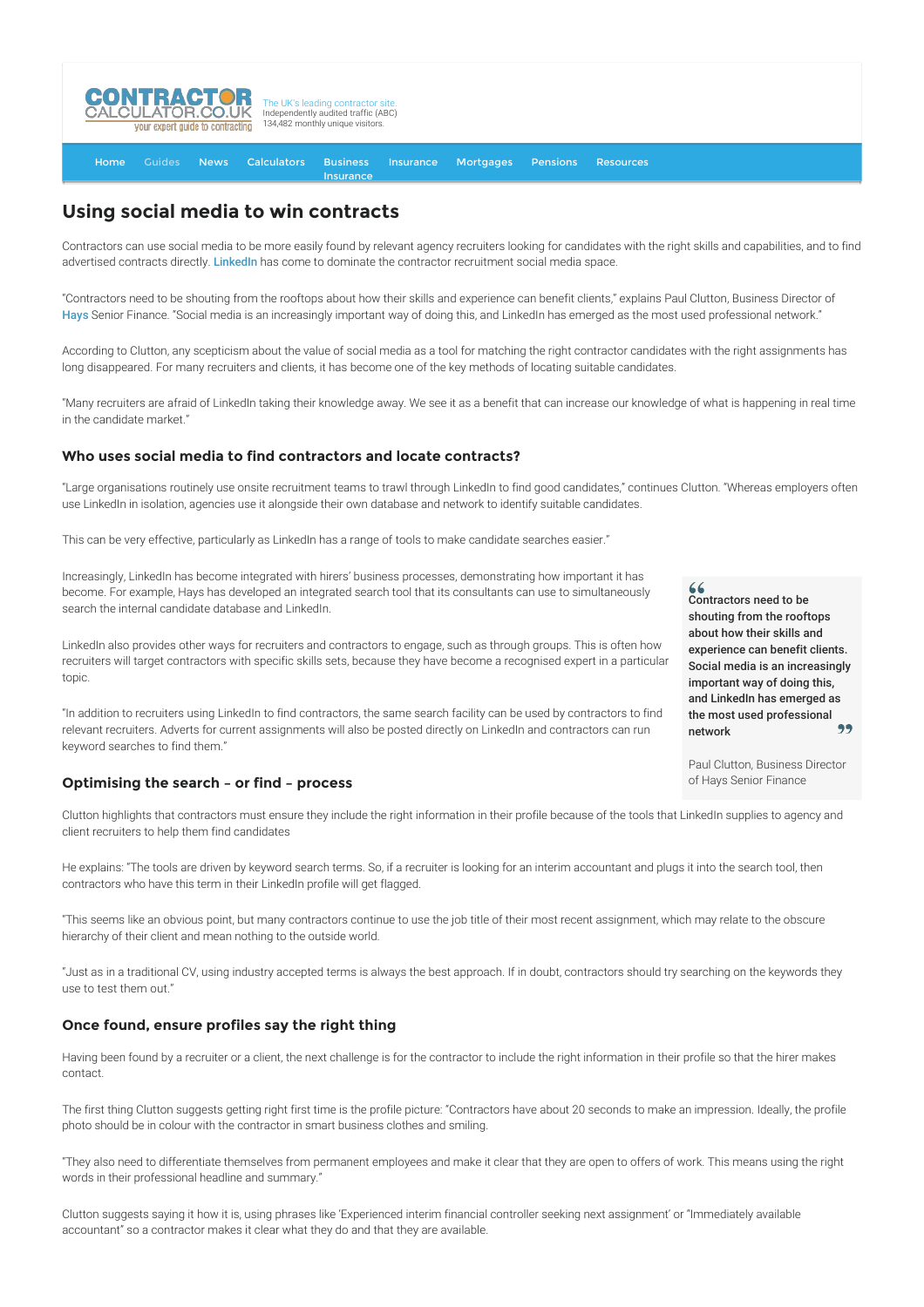CONTRACTOR CALCULATOR.CO.UK your expert guide to contracting

The UK's leading contractor site. Independently audited traffic (ABC) 134,482 monthly unique visitors.

Home Guides News Calculators Business Insurance Insurance Mortgages Pensions Resources

# Using social media to win contracts

Contractors can use social media to be more easily found by relevant agency recruiters looking for candidates with the right skills and capabilities, and to find advertised contracts directly. LinkedIn has come to dominate the contractor recruitment social media space.

"Contractors need to be shouting from the rooftops about how their skills and experience can benefit clients," explains Paul Clutton, Business Director of Hays Senior Finance. "Social media is an increasingly important way of doing this, and LinkedIn has emerged as the most used professional network."

According to Clutton, any scepticism about the value of social media as a tool for matching the right contractor candidates with the right assignments has long disappeared. For many recruiters and clients, it has become one of the key methods of locating suitable candidates.

"Many recruiters are afraid of LinkedIn taking their knowledge away. We see it as a benefit that can increase our knowledge of what is happening in real time in the candidate market."

## Who uses social media to find contractors and locate contracts?

"Large organisations routinely use onsite recruitment teams to trawl through LinkedIn to find good candidates," continues Clutton. "Whereas employers often use LinkedIn in isolation, agencies use it alongside their own database and network to identify suitable candidates.

This can be very effective, particularly as LinkedIn has a range of tools to make candidate searches easier."

Increasingly, LinkedIn has become integrated with hirers' business processes, demonstrating how important it has become. For example, Hays has developed an integrated search tool that its consultants can use to simultaneously search the internal candidate database and LinkedIn.

LinkedIn also provides other ways for recruiters and contractors to engage, such as through groups. This is often how recruiters will target contractors with specific skills sets, because they have become a recognised expert in a particular topic.

"In addition to recruiters using LinkedIn to find contractors, the same search facility can be used by contractors to find relevant recruiters. Adverts for current assignments will also be posted directly on LinkedIn and contractors can run keyword searches to find them."

> **Contractors need to be shouting from the rooftops about how their skills and experience can benefit clients. Social media is an increasingly important way of doing this, and LinkedIn has emerged as the most used professional network**
>
> Paul Clutton, Business Director of Hays Senior Finance

## Optimising the search – or find – process

Clutton highlights that contractors must ensure they include the right information in their profile because of the tools that LinkedIn supplies to agency and client recruiters to help them find candidates

He explains: "The tools are driven by keyword search terms. So, if a recruiter is looking for an interim accountant and plugs it into the search tool, then contractors who have this term in their LinkedIn profile will get flagged.

"This seems like an obvious point, but many contractors continue to use the job title of their most recent assignment, which may relate to the obscure hierarchy of their client and mean nothing to the outside world.

"Just as in a traditional CV, using industry accepted terms is always the best approach. If in doubt, contractors should try searching on the keywords they use to test them out."

## Once found, ensure profiles say the right thing

Having been found by a recruiter or a client, the next challenge is for the contractor to include the right information in their profile so that the hirer makes contact.

The first thing Clutton suggests getting right first time is the profile picture: "Contractors have about 20 seconds to make an impression. Ideally, the profile photo should be in colour with the contractor in smart business clothes and smiling.

"They also need to differentiate themselves from permanent employees and make it clear that they are open to offers of work. This means using the right words in their professional headline and summary."

Clutton suggests saying it how it is, using phrases like 'Experienced interim financial controller seeking next assignment' or "Immediately available accountant" so a contractor makes it clear what they do and that they are available.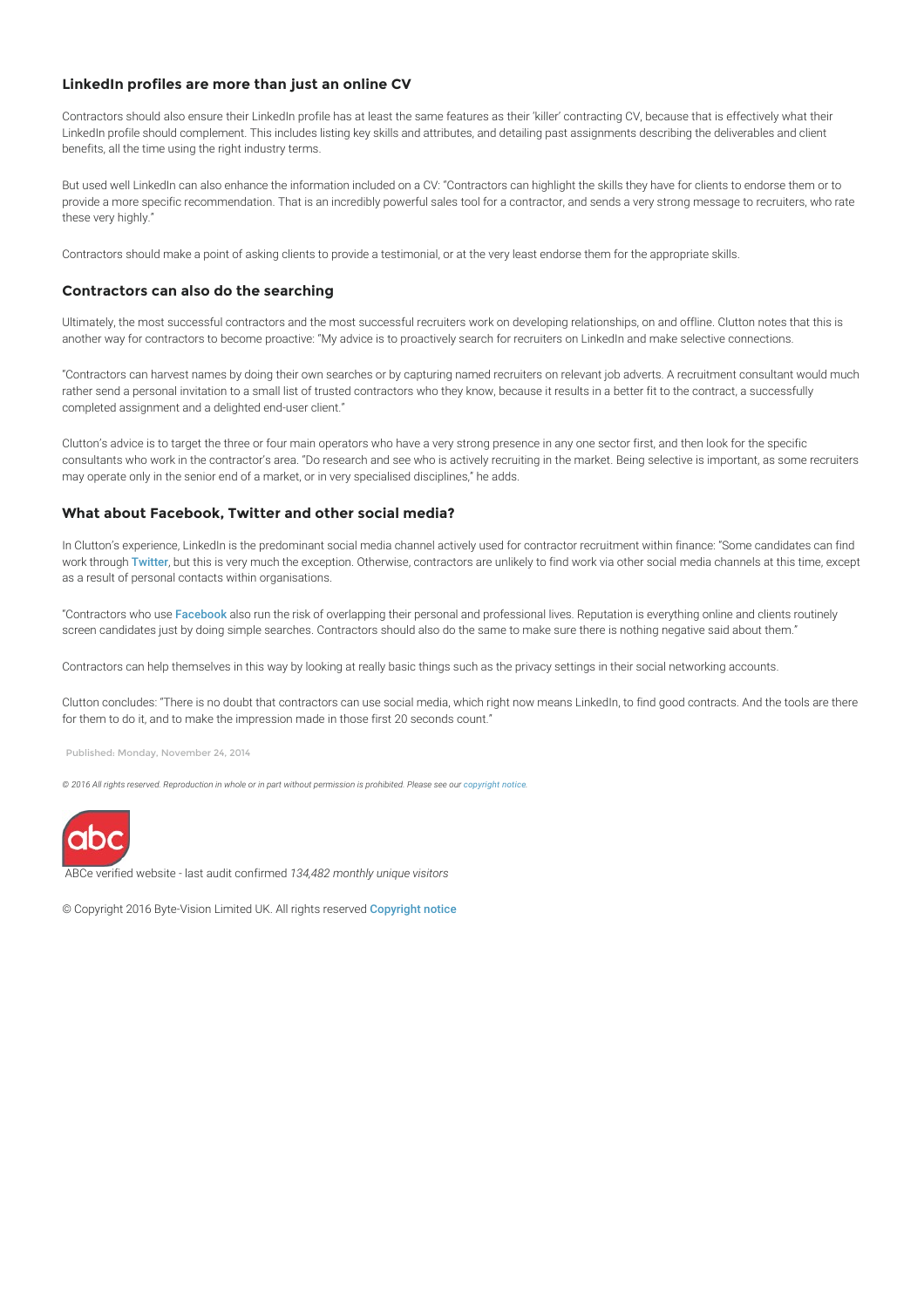## LinkedIn profiles are more than just an online CV

Contractors should also ensure their LinkedIn profile has at least the same features as their 'killer' contracting CV, because that is effectively what their LinkedIn profile should complement. This includes listing key skills and attributes, and detailing past assignments describing the deliverables and client benefits, all the time using the right industry terms.

But used well LinkedIn can also enhance the information included on a CV: "Contractors can highlight the skills they have for clients to endorse them or to provide a more specific recommendation. That is an incredibly powerful sales tool for a contractor, and sends a very strong message to recruiters, who rate these very highly."

Contractors should make a point of asking clients to provide a testimonial, or at the very least endorse them for the appropriate skills.

## Contractors can also do the searching

Ultimately, the most successful contractors and the most successful recruiters work on developing relationships, on and offline. Clutton notes that this is another way for contractors to become proactive: "My advice is to proactively search for recruiters on LinkedIn and make selective connections.

"Contractors can harvest names by doing their own searches or by capturing named recruiters on relevant job adverts. A recruitment consultant would much rather send a personal invitation to a small list of trusted contractors who they know, because it results in a better fit to the contract, a successfully completed assignment and a delighted end-user client."

Clutton's advice is to target the three or four main operators who have a very strong presence in any one sector first, and then look for the specific consultants who work in the contractor's area. "Do research and see who is actively recruiting in the market. Being selective is important, as some recruiters may operate only in the senior end of a market, or in very specialised disciplines," he adds.

## What about Facebook, Twitter and other social media?

In Clutton's experience, LinkedIn is the predominant social media channel actively used for contractor recruitment within finance: "Some candidates can find work through Twitter, but this is very much the exception. Otherwise, contractors are unlikely to find work via other social media channels at this time, except as a result of personal contacts within organisations.

"Contractors who use Facebook also run the risk of overlapping their personal and professional lives. Reputation is everything online and clients routinely screen candidates just by doing simple searches. Contractors should also do the same to make sure there is nothing negative said about them."

Contractors can help themselves in this way by looking at really basic things such as the privacy settings in their social networking accounts.

Clutton concludes: "There is no doubt that contractors can use social media, which right now means LinkedIn, to find good contracts. And the tools are there for them to do it, and to make the impression made in those first 20 seconds count."

Published: Monday, November 24, 2014

*© 2016 All rights reserved. Reproduction in whole or in part without permission is prohibited. Please see our copyright notice.*

ABCe verified website - last audit confirmed *134,482 monthly unique visitors*

© Copyright 2016 Byte-Vision Limited UK. All rights reserved Copyright notice